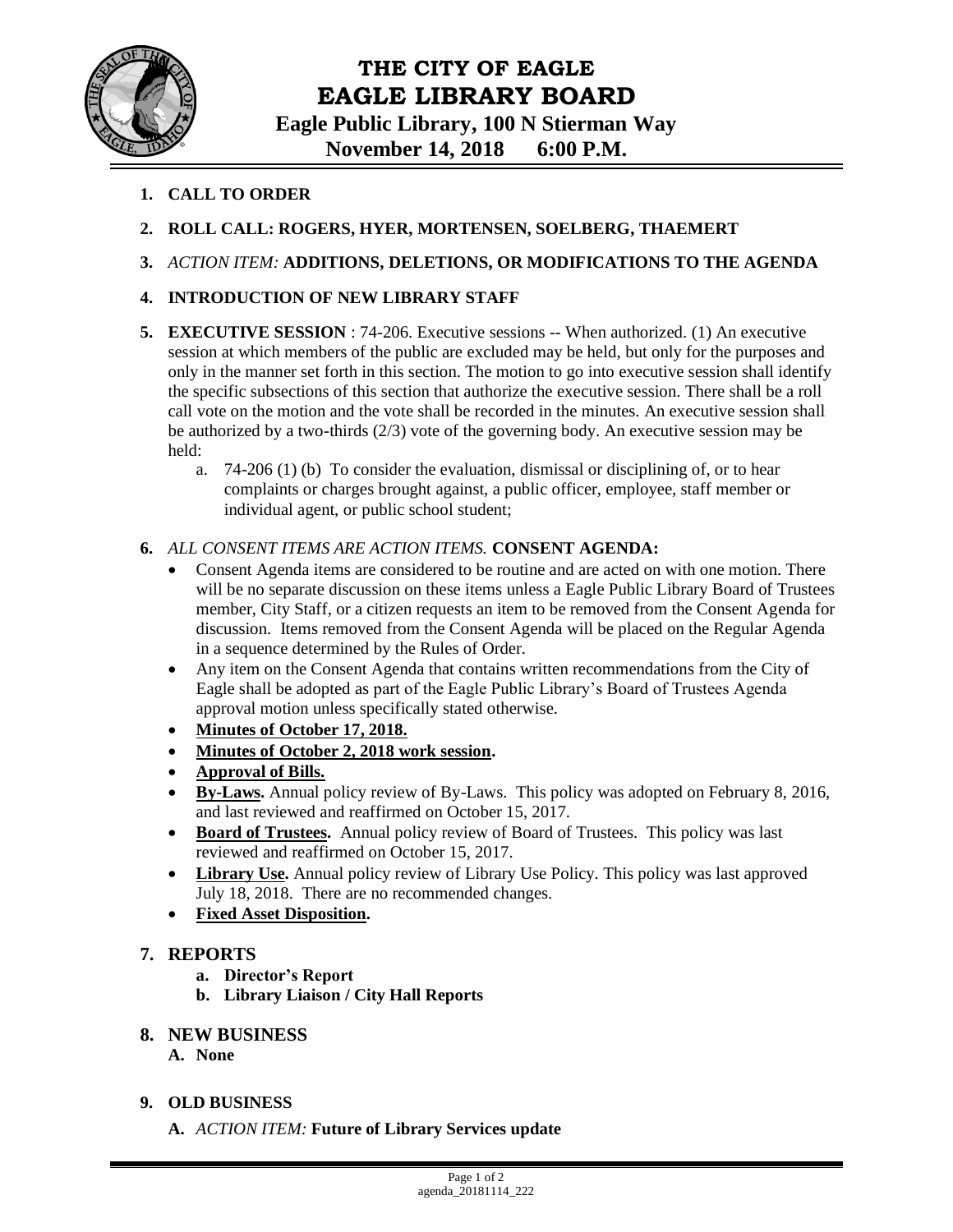# THE CITY OF EAGLE
# EAGLE LIBRARY BOARD
## Eagle Public Library, 100 N Stierman Way
## November 14, 2018 6:00 P.M.

1. **CALL TO ORDER**
2. **ROLL CALL: ROGERS, HYER, MORTENSEN, SOELBERG, THAEMERT**
3. *ACTION ITEM:* **ADDITIONS, DELETIONS, OR MODIFICATIONS TO THE AGENDA**
4. **INTRODUCTION OF NEW LIBRARY STAFF**
5. **EXECUTIVE SESSION** : 74-206. Executive sessions -- When authorized. (1) An executive session at which members of the public are excluded may be held, but only for the purposes and only in the manner set forth in this section. The motion to go into executive session shall identify the specific subsections of this section that authorize the executive session. There shall be a roll call vote on the motion and the vote shall be recorded in the minutes. An executive session shall be authorized by a two-thirds (2/3) vote of the governing body. An executive session may be held:
   a. 74-206 (1) (b) To consider the evaluation, dismissal or disciplining of, or to hear complaints or charges brought against, a public officer, employee, staff member or individual agent, or public school student;
6. *ALL CONSENT ITEMS ARE ACTION ITEMS.* **CONSENT AGENDA:**
   - Consent Agenda items are considered to be routine and are acted on with one motion. There will be no separate discussion on these items unless a Eagle Public Library Board of Trustees member, City Staff, or a citizen requests an item to be removed from the Consent Agenda for discussion. Items removed from the Consent Agenda will be placed on the Regular Agenda in a sequence determined by the Rules of Order.
   - Any item on the Consent Agenda that contains written recommendations from the City of Eagle shall be adopted as part of the Eagle Public Library's Board of Trustees Agenda approval motion unless specifically stated otherwise.
   - **Minutes of October 17, 2018.**
   - **Minutes of October 2, 2018 work session.**
   - **Approval of Bills.**
   - **By-Laws.** Annual policy review of By-Laws. This policy was adopted on February 8, 2016, and last reviewed and reaffirmed on October 15, 2017.
   - **Board of Trustees.** Annual policy review of Board of Trustees. This policy was last reviewed and reaffirmed on October 15, 2017.
   - **Library Use.** Annual policy review of Library Use Policy. This policy was last approved July 18, 2018. There are no recommended changes.
   - **Fixed Asset Disposition.**
7. **REPORTS**
   a. **Director's Report**
   b. **Library Liaison / City Hall Reports**
8. **NEW BUSINESS**
   A. **None**
9. **OLD BUSINESS**
   A. *ACTION ITEM:* **Future of Library Services update**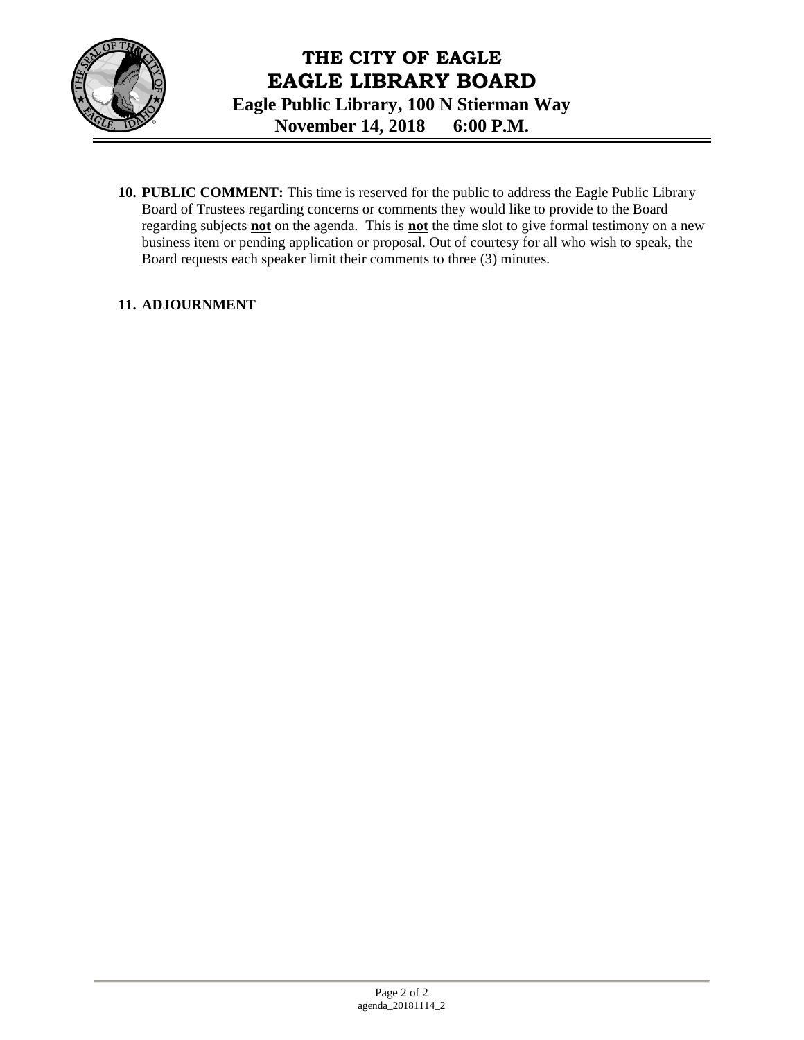10. **PUBLIC COMMENT:** This time is reserved for the public to address the Eagle Public Library Board of Trustees regarding concerns or comments they would like to provide to the Board regarding subjects **not** on the agenda. This is **not** the time slot to give formal testimony on a new business item or pending application or proposal. Out of courtesy for all who wish to speak, the Board requests each speaker limit their comments to three (3) minutes.

11. **ADJOURNMENT**